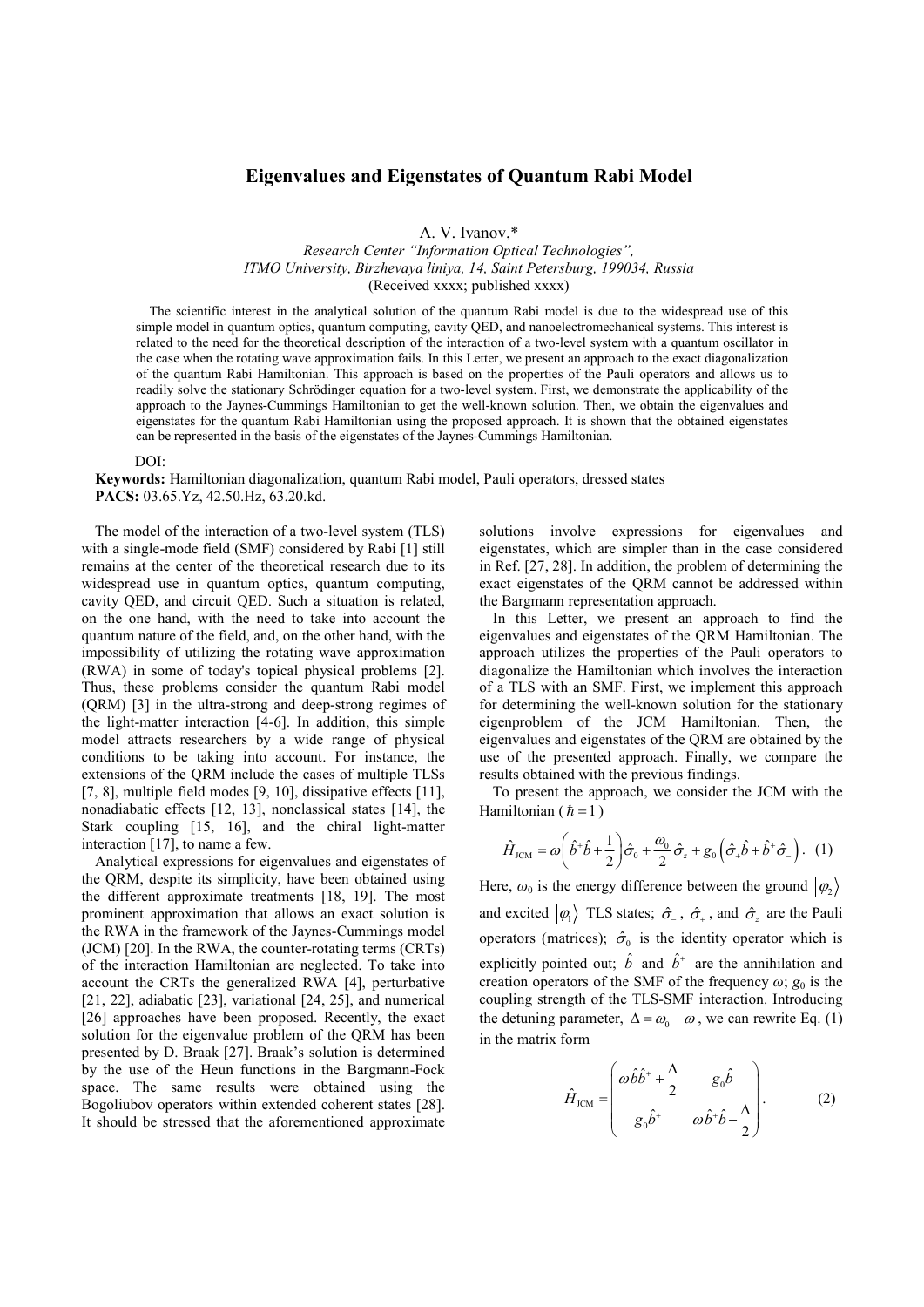# Eigenvalues and Eigenstates of Quantum Rabi Model

A. V. Ivanov,*

*Research Center "Information Optical Technologies", ITMO University, Birzhevaya liniya, 14, Saint Petersburg, 199034, Russia*

(Received xxxx; published xxxx)

The scientific interest in the analytical solution of the quantum Rabi model is due to the widespread use of this simple model in quantum optics, quantum computing, cavity QED, and nanoelectromechanical systems. This interest is related to the need for the theoretical description of the interaction of a two-level system with a quantum oscillator in the case when the rotating wave approximation fails. In this Letter, we present an approach to the exact diagonalization of the quantum Rabi Hamiltonian. This approach is based on the properties of the Pauli operators and allows us to readily solve the stationary Schrödinger equation for a two-level system. First, we demonstrate the applicability of the approach to the Jaynes-Cummings Hamiltonian to get the well-known solution. Then, we obtain the eigenvalues and eigenstates for the quantum Rabi Hamiltonian using the proposed approach. It is shown that the obtained eigenstates can be represented in the basis of the eigenstates of the Jaynes-Cummings Hamiltonian.

DOI:

**Keywords:** Hamiltonian diagonalization, quantum Rabi model, Pauli operators, dressed states

**PACS:** 03.65.Yz, 42.50.Hz, 63.20.kd.

The model of the interaction of a two-level system (TLS) with a single-mode field (SMF) considered by Rabi [1] still remains at the center of the theoretical research due to its widespread use in quantum optics, quantum computing, cavity QED, and circuit QED. Such a situation is related, on the one hand, with the need to take into account the quantum nature of the field, and, on the other hand, with the impossibility of utilizing the rotating wave approximation (RWA) in some of today's topical physical problems [2]. Thus, these problems consider the quantum Rabi model (QRM) [3] in the ultra-strong and deep-strong regimes of the light-matter interaction [4-6]. In addition, this simple model attracts researchers by a wide range of physical conditions to be taking into account. For instance, the extensions of the QRM include the cases of multiple TLSs [7, 8], multiple field modes [9, 10], dissipative effects [11], nonadiabatic effects [12, 13], nonclassical states [14], the Stark coupling [15, 16], and the chiral light-matter interaction [17], to name a few.

Analytical expressions for eigenvalues and eigenstates of the QRM, despite its simplicity, have been obtained using the different approximate treatments [18, 19]. The most prominent approximation that allows an exact solution is the RWA in the framework of the Jaynes-Cummings model (JCM) [20]. In the RWA, the counter-rotating terms (CRTs) of the interaction Hamiltonian are neglected. To take into account the CRTs the generalized RWA [4], perturbative [21, 22], adiabatic [23], variational [24, 25], and numerical [26] approaches have been proposed. Recently, the exact solution for the eigenvalue problem of the QRM has been presented by D. Braak [27]. Braak's solution is determined by the use of the Heun functions in the Bargmann-Fock space. The same results were obtained using the Bogoliubov operators within extended coherent states [28]. It should be stressed that the aforementioned approximate solutions involve expressions for eigenvalues and eigenstates, which are simpler than in the case considered in Ref. [27, 28]. In addition, the problem of determining the exact eigenstates of the QRM cannot be addressed within the Bargmann representation approach.

In this Letter, we present an approach to find the eigenvalues and eigenstates of the QRM Hamiltonian. The approach utilizes the properties of the Pauli operators to diagonalize the Hamiltonian which involves the interaction of a TLS with an SMF. First, we implement this approach for determining the well-known solution for the stationary eigenproblem of the JCM Hamiltonian. Then, the eigenvalues and eigenstates of the QRM are obtained by the use of the presented approach. Finally, we compare the results obtained with the previous findings.

To present the approach, we consider the JCM with the Hamiltonian ($\hbar = 1$)

$$\hat{H}_{\text{JCM}} = \omega\left(\hat{b}^{+}\hat{b} + \frac{1}{2}\right)\hat{\sigma}_0 + \frac{\omega_0}{2}\hat{\sigma}_z + g_0\left(\hat{\sigma}_{+}\hat{b} + \hat{b}^{+}\hat{\sigma}_{-}\right). \quad (1)$$

Here, $\omega_0$ is the energy difference between the ground $|\varphi_2\rangle$ and excited $|\varphi_1\rangle$ TLS states; $\hat{\sigma}_{-}$, $\hat{\sigma}_{+}$, and $\hat{\sigma}_z$ are the Pauli operators (matrices); $\hat{\sigma}_0$ is the identity operator which is explicitly pointed out; $\hat{b}$ and $\hat{b}^{+}$ are the annihilation and creation operators of the SMF of the frequency $\omega$; $g_0$ is the coupling strength of the TLS-SMF interaction. Introducing the detuning parameter, $\Delta = \omega_0 - \omega$, we can rewrite Eq. (1) in the matrix form

$$\hat{H}_{\text{JCM}} = \begin{pmatrix} \omega\hat{b}\hat{b}^{+} + \dfrac{\Delta}{2} & g_0\hat{b} \\ g_0\hat{b}^{+} & \omega\hat{b}^{+}\hat{b} - \dfrac{\Delta}{2} \end{pmatrix}. \quad (2)$$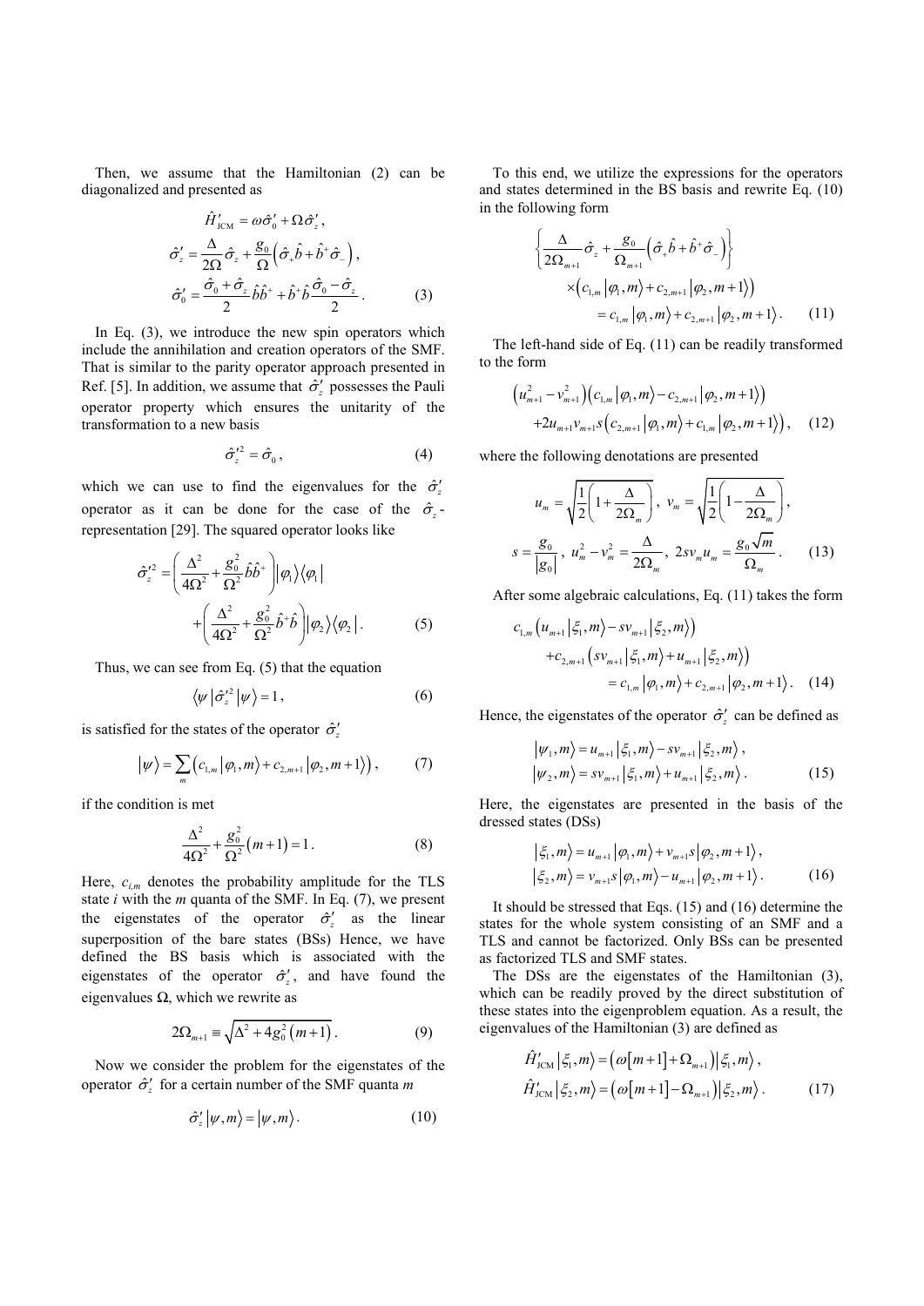Then, we assume that the Hamiltonian (2) can be diagonalized and presented as

$$
\begin{aligned}
&\hat{H}'_{\text{JCM}} = \omega\hat{\sigma}'_0 + \Omega\hat{\sigma}'_z, \\
&\hat{\sigma}'_z = \frac{\Delta}{2\Omega}\hat{\sigma}_z + \frac{g_0}{\Omega}\left(\hat{\sigma}_+\hat{b} + \hat{b}^+\hat{\sigma}_-\right), \\
&\hat{\sigma}'_0 = \frac{\hat{\sigma}_0 + \hat{\sigma}_z}{2}\hat{b}\hat{b}^+ + \hat{b}^+\hat{b}\frac{\hat{\sigma}_0 - \hat{\sigma}_z}{2}.
\end{aligned} \tag{3}
$$

In Eq. (3), we introduce the new spin operators which include the annihilation and creation operators of the SMF. That is similar to the parity operator approach presented in Ref. [5]. In addition, we assume that $\hat{\sigma}'_z$ possesses the Pauli operator property which ensures the unitarity of the transformation to a new basis

$$
\hat{\sigma}'^2_z = \hat{\sigma}_0, \tag{4}
$$

which we can use to find the eigenvalues for the $\hat{\sigma}'_z$ operator as it can be done for the case of the $\hat{\sigma}_z$-representation [29]. The squared operator looks like

$$
\hat{\sigma}'^2_z = \left(\frac{\Delta^2}{4\Omega^2} + \frac{g_0^2}{\Omega^2}\hat{b}\hat{b}^+\right)|\varphi_1\rangle\langle\varphi_1| + \left(\frac{\Delta^2}{4\Omega^2} + \frac{g_0^2}{\Omega^2}\hat{b}^+\hat{b}\right)|\varphi_2\rangle\langle\varphi_2|. \tag{5}
$$

Thus, we can see from Eq. (5) that the equation

$$
\langle\psi|\hat{\sigma}'^2_z|\psi\rangle = 1, \tag{6}
$$

is satisfied for the states of the operator $\hat{\sigma}'_z$

$$
|\psi\rangle = \sum_m \left(c_{1,m}|\varphi_1, m\rangle + c_{2,m+1}|\varphi_2, m+1\rangle\right), \tag{7}
$$

if the condition is met

$$
\frac{\Delta^2}{4\Omega^2} + \frac{g_0^2}{\Omega^2}(m+1) = 1. \tag{8}
$$

Here, $c_{i,m}$ denotes the probability amplitude for the TLS state $i$ with the $m$ quanta of the SMF. In Eq. (7), we present the eigenstates of the operator $\hat{\sigma}'_z$ as the linear superposition of the bare states (BSs) Hence, we have defined the BS basis which is associated with the eigenstates of the operator $\hat{\sigma}'_z$, and have found the eigenvalues $\Omega$, which we rewrite as

$$
2\Omega_{m+1} \equiv \sqrt{\Delta^2 + 4g_0^2(m+1)}. \tag{9}
$$

Now we consider the problem for the eigenstates of the operator $\hat{\sigma}'_z$ for a certain number of the SMF quanta $m$

$$
\hat{\sigma}'_z|\psi, m\rangle = |\psi, m\rangle. \tag{10}
$$

To this end, we utilize the expressions for the operators and states determined in the BS basis and rewrite Eq. (10) in the following form

$$
\begin{aligned}
&\left\{\frac{\Delta}{2\Omega_{m+1}}\hat{\sigma}_z + \frac{g_0}{\Omega_{m+1}}\left(\hat{\sigma}_+\hat{b} + \hat{b}^+\hat{\sigma}_-\right)\right\} \\
&\quad\times\left(c_{1,m}|\varphi_1, m\rangle + c_{2,m+1}|\varphi_2, m+1\rangle\right) \\
&\quad = c_{1,m}|\varphi_1, m\rangle + c_{2,m+1}|\varphi_2, m+1\rangle.
\end{aligned} \tag{11}
$$

The left-hand side of Eq. (11) can be readily transformed to the form

$$
\begin{aligned}
&\left(u_{m+1}^2 - v_{m+1}^2\right)\left(c_{1,m}|\varphi_1, m\rangle - c_{2,m+1}|\varphi_2, m+1\rangle\right) \\
&+2u_{m+1}v_{m+1}s\left(c_{2,m+1}|\varphi_1, m\rangle + c_{1,m}|\varphi_2, m+1\rangle\right),
\end{aligned} \tag{12}
$$

where the following denotations are presented

$$
\begin{aligned}
&u_m = \sqrt{\frac{1}{2}\left(1 + \frac{\Delta}{2\Omega_m}\right)},\ v_m = \sqrt{\frac{1}{2}\left(1 - \frac{\Delta}{2\Omega_m}\right)}, \\
&s = \frac{g_0}{|g_0|},\ u_m^2 - v_m^2 = \frac{\Delta}{2\Omega_m},\ 2sv_m u_m = \frac{g_0\sqrt{m}}{\Omega_m}.
\end{aligned} \tag{13}
$$

After some algebraic calculations, Eq. (11) takes the form

$$
\begin{aligned}
&c_{1,m}\left(u_{m+1}|\xi_1, m\rangle - sv_{m+1}|\xi_2, m\rangle\right) \\
&+c_{2,m+1}\left(sv_{m+1}|\xi_1, m\rangle + u_{m+1}|\xi_2, m\rangle\right) \\
&\quad = c_{1,m}|\varphi_1, m\rangle + c_{2,m+1}|\varphi_2, m+1\rangle.
\end{aligned} \tag{14}
$$

Hence, the eigenstates of the operator $\hat{\sigma}'_z$ can be defined as

$$
\begin{aligned}
&|\psi_1, m\rangle = u_{m+1}|\xi_1, m\rangle - sv_{m+1}|\xi_2, m\rangle, \\
&|\psi_2, m\rangle = sv_{m+1}|\xi_1, m\rangle + u_{m+1}|\xi_2, m\rangle.
\end{aligned} \tag{15}
$$

Here, the eigenstates are presented in the basis of the dressed states (DSs)

$$
\begin{aligned}
&|\xi_1, m\rangle = u_{m+1}|\varphi_1, m\rangle + v_{m+1}s|\varphi_2, m+1\rangle, \\
&|\xi_2, m\rangle = v_{m+1}s|\varphi_1, m\rangle - u_{m+1}|\varphi_2, m+1\rangle.
\end{aligned} \tag{16}
$$

It should be stressed that Eqs. (15) and (16) determine the states for the whole system consisting of an SMF and a TLS and cannot be factorized. Only BSs can be presented as factorized TLS and SMF states.

The DSs are the eigenstates of the Hamiltonian (3), which can be readily proved by the direct substitution of these states into the eigenproblem equation. As a result, the eigenvalues of the Hamiltonian (3) are defined as

$$
\begin{aligned}
&\hat{H}'_{\text{JCM}}|\xi_1, m\rangle = \left(\omega[m+1] + \Omega_{m+1}\right)|\xi_1, m\rangle, \\
&\hat{H}'_{\text{JCM}}|\xi_2, m\rangle = \left(\omega[m+1] - \Omega_{m+1}\right)|\xi_2, m\rangle.
\end{aligned} \tag{17}
$$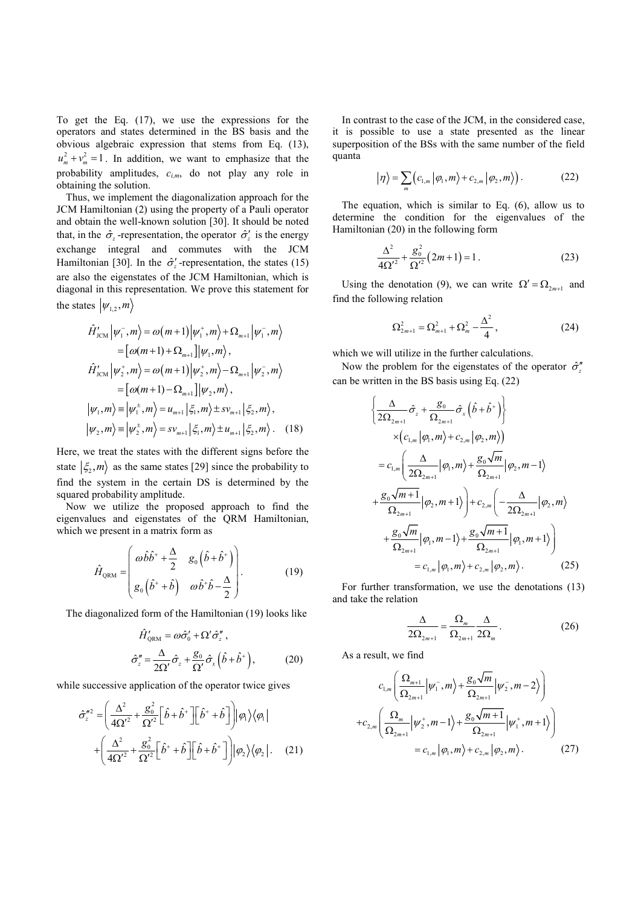To get the Eq. (17), we use the expressions for the operators and states determined in the BS basis and the obvious algebraic expression that stems from Eq. (13), $u_m^2 + v_m^2 = 1$. In addition, we want to emphasize that the probability amplitudes, $c_{i,m}$, do not play any role in obtaining the solution.

Thus, we implement the diagonalization approach for the JCM Hamiltonian (2) using the property of a Pauli operator and obtain the well-known solution [30]. It should be noted that, in the $\hat{\sigma}_z$-representation, the operator $\hat{\sigma}'_z$ is the energy exchange integral and commutes with the JCM Hamiltonian [30]. In the $\hat{\sigma}'_z$-representation, the states (15) are also the eigenstates of the JCM Hamiltonian, which is diagonal in this representation. We prove this statement for the states $\left|\psi_{1,2}, m\right\rangle$

$$
\begin{aligned}
\hat{H}'_{\text{JCM}}\left|\psi_1^-, m\right\rangle &= \omega(m+1)\left|\psi_1^+, m\right\rangle + \Omega_{m+1}\left|\psi_1^-, m\right\rangle \\
&= \left[\omega(m+1) + \Omega_{m+1}\right]\left|\psi_1, m\right\rangle, \\
\hat{H}'_{\text{JCM}}\left|\psi_2^+, m\right\rangle &= \omega(m+1)\left|\psi_2^+, m\right\rangle - \Omega_{m+1}\left|\psi_2^-, m\right\rangle \\
&= \left[\omega(m+1) - \Omega_{m+1}\right]\left|\psi_2, m\right\rangle, \\
\left|\psi_1, m\right\rangle &\equiv \left|\psi_1^\pm, m\right\rangle = u_{m+1}\left|\xi_1, m\right\rangle \pm s v_{m+1}\left|\xi_2, m\right\rangle, \\
\left|\psi_2, m\right\rangle &\equiv \left|\psi_2^\pm, m\right\rangle = s v_{m+1}\left|\xi_1, m\right\rangle \pm u_{m+1}\left|\xi_2, m\right\rangle. \quad (18)
\end{aligned}
$$

Here, we treat the states with the different signs before the state $\left|\xi_2, m\right\rangle$ as the same states [29] since the probability to find the system in the certain DS is determined by the squared probability amplitude.

Now we utilize the proposed approach to find the eigenvalues and eigenstates of the QRM Hamiltonian, which we present in a matrix form as

$$
\hat{H}_{\text{QRM}} = \begin{pmatrix} \omega \hat{b}\hat{b}^+ + \dfrac{\Delta}{2} & g_0\left(\hat{b} + \hat{b}^+\right) \\ g_0\left(\hat{b}^+ + \hat{b}\right) & \omega \hat{b}^+\hat{b} - \dfrac{\Delta}{2} \end{pmatrix}. \quad (19)
$$

The diagonalized form of the Hamiltonian (19) looks like

$$
\begin{aligned}
\hat{H}'_{\text{QRM}} &= \omega\hat{\sigma}'_0 + \Omega'\hat{\sigma}''_z, \\
\hat{\sigma}''_z &= \frac{\Delta}{2\Omega'}\hat{\sigma}_z + \frac{g_0}{\Omega'}\hat{\sigma}_x\left(\hat{b} + \hat{b}^+\right), \quad (20)
\end{aligned}
$$

while successive application of the operator twice gives

$$
\begin{aligned}
\hat{\sigma}''^2_z &= \left(\frac{\Delta^2}{4\Omega'^2} + \frac{g_0^2}{\Omega'^2}\left[\hat{b} + \hat{b}^+\right]\left[\hat{b}^+ + \hat{b}\right]\right)\left|\varphi_1\right\rangle\left\langle\varphi_1\right| \\
&+ \left(\frac{\Delta^2}{4\Omega'^2} + \frac{g_0^2}{\Omega'^2}\left[\hat{b}^+ + \hat{b}\right]\left[\hat{b} + \hat{b}^+\right]\right)\left|\varphi_2\right\rangle\left\langle\varphi_2\right|. \quad (21)
\end{aligned}
$$

In contrast to the case of the JCM, in the considered case, it is possible to use a state presented as the linear superposition of the BSs with the same number of the field quanta

$$
\left|\eta\right\rangle = \sum_m \left(c_{1,m}\left|\varphi_1, m\right\rangle + c_{2,m}\left|\varphi_2, m\right\rangle\right). \quad (22)
$$

The equation, which is similar to Eq. (6), allow us to determine the condition for the eigenvalues of the Hamiltonian (20) in the following form

$$
\frac{\Delta^2}{4\Omega'^2} + \frac{g_0^2}{\Omega'^2}\left(2m+1\right) = 1. \quad (23)
$$

Using the denotation (9), we can write $\Omega' = \Omega_{2m+1}$ and find the following relation

$$
\Omega_{2m+1}^2 = \Omega_{m+1}^2 + \Omega_m^2 - \frac{\Delta^2}{4}, \quad (24)
$$

which we will utilize in the further calculations.

Now the problem for the eigenstates of the operator $\hat{\sigma}''_z$ can be written in the BS basis using Eq. (22)

$$
\begin{aligned}
&\left\{\frac{\Delta}{2\Omega_{2m+1}}\hat{\sigma}_z + \frac{g_0}{\Omega_{2m+1}}\hat{\sigma}_x\left(\hat{b} + \hat{b}^+\right)\right\} \\
&\quad \times \left(c_{1,m}\left|\varphi_1, m\right\rangle + c_{2,m}\left|\varphi_2, m\right\rangle\right) \\
&= c_{1,m}\left(\frac{\Delta}{2\Omega_{2m+1}}\left|\varphi_1, m\right\rangle + \frac{g_0\sqrt{m}}{\Omega_{2m+1}}\left|\varphi_2, m-1\right\rangle\right. \\
&\left. + \frac{g_0\sqrt{m+1}}{\Omega_{2m+1}}\left|\varphi_2, m+1\right\rangle\right) + c_{2,m}\left(-\frac{\Delta}{2\Omega_{2m+1}}\left|\varphi_2, m\right\rangle\right. \\
&\left. + \frac{g_0\sqrt{m}}{\Omega_{2m+1}}\left|\varphi_1, m-1\right\rangle + \frac{g_0\sqrt{m+1}}{\Omega_{2m+1}}\left|\varphi_1, m+1\right\rangle\right) \\
&= c_{1,m}\left|\varphi_1, m\right\rangle + c_{2,m}\left|\varphi_2, m\right\rangle. \quad (25)
\end{aligned}
$$

For further transformation, we use the denotations (13) and take the relation

$$
\frac{\Delta}{2\Omega_{2m+1}} = \frac{\Omega_m}{\Omega_{2m+1}}\frac{\Delta}{2\Omega_m}. \quad (26)
$$

As a result, we find

$$
\begin{aligned}
&c_{1,m}\left(\frac{\Omega_{m+1}}{\Omega_{2m+1}}\left|\psi_1^-, m\right\rangle + \frac{g_0\sqrt{m}}{\Omega_{2m+1}}\left|\psi_2^-, m-2\right\rangle\right) \\
&+ c_{2,m}\left(\frac{\Omega_m}{\Omega_{2m+1}}\left|\psi_2^+, m-1\right\rangle + \frac{g_0\sqrt{m+1}}{\Omega_{2m+1}}\left|\psi_1^+, m+1\right\rangle\right) \\
&= c_{1,m}\left|\varphi_1, m\right\rangle + c_{2,m}\left|\varphi_2, m\right\rangle. \quad (27)
\end{aligned}
$$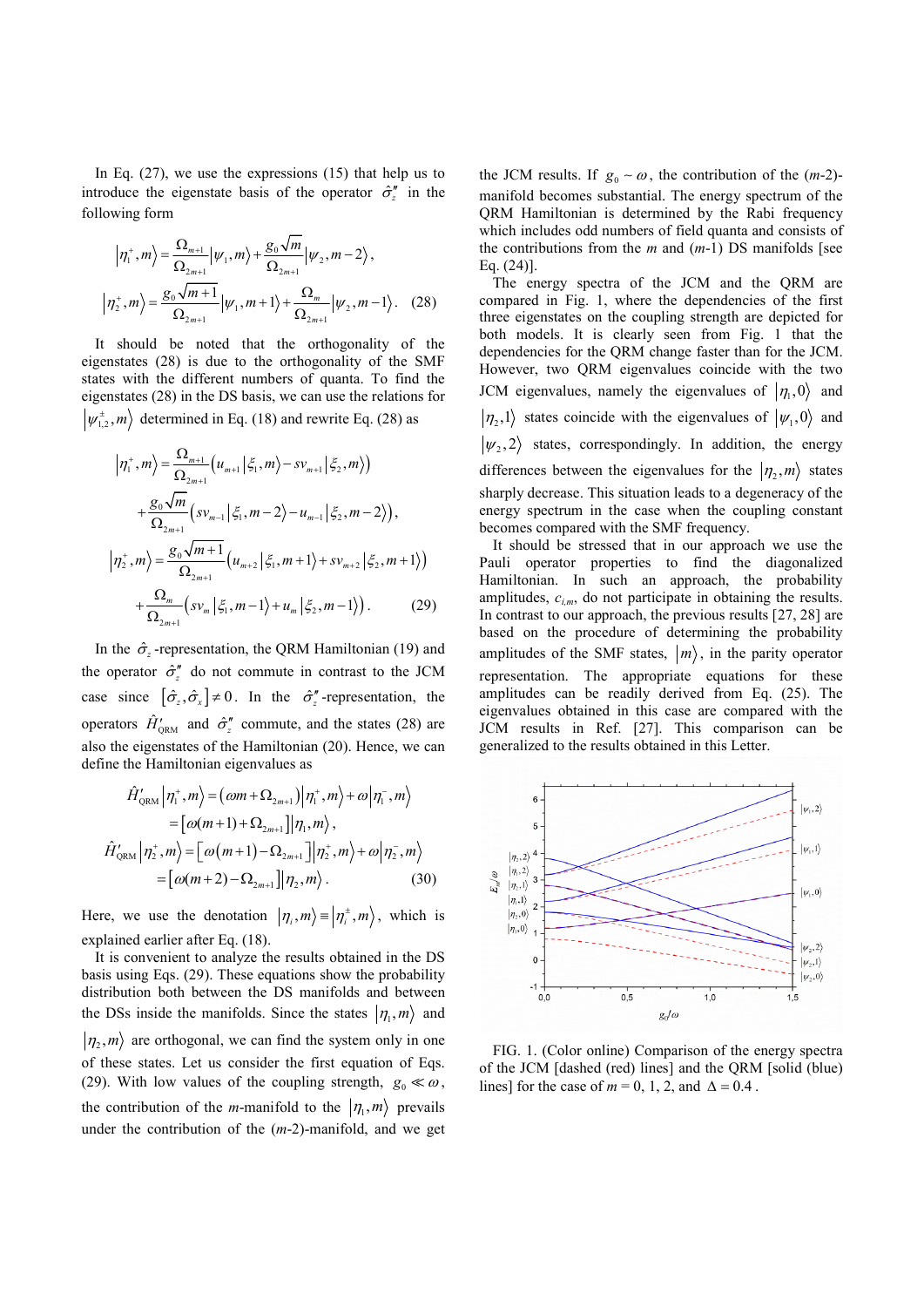In Eq. (27), we use the expressions (15) that help us to introduce the eigenstate basis of the operator $\hat{\sigma}_z''$ in the following form

$$\left|\eta_1^+,m\right\rangle = \frac{\Omega_{m+1}}{\Omega_{2m+1}}\left|\psi_1,m\right\rangle + \frac{g_0\sqrt{m}}{\Omega_{2m+1}}\left|\psi_2,m-2\right\rangle,$$

$$\left|\eta_2^+,m\right\rangle = \frac{g_0\sqrt{m+1}}{\Omega_{2m+1}}\left|\psi_1,m+1\right\rangle + \frac{\Omega_m}{\Omega_{2m+1}}\left|\psi_2,m-1\right\rangle. \quad (28)$$

It should be noted that the orthogonality of the eigenstates (28) is due to the orthogonality of the SMF states with the different numbers of quanta. To find the eigenstates (28) in the DS basis, we can use the relations for $\left|\psi_{1,2}^{\pm},m\right\rangle$ determined in Eq. (18) and rewrite Eq. (28) as

$$\left|\eta_1^+,m\right\rangle = \frac{\Omega_{m+1}}{\Omega_{2m+1}}\left(u_{m+1}\left|\xi_1,m\right\rangle - sv_{m+1}\left|\xi_2,m\right\rangle\right)$$
$$+\frac{g_0\sqrt{m}}{\Omega_{2m+1}}\left(sv_{m-1}\left|\xi_1,m-2\right\rangle - u_{m-1}\left|\xi_2,m-2\right\rangle\right),$$

$$\left|\eta_2^+,m\right\rangle = \frac{g_0\sqrt{m+1}}{\Omega_{2m+1}}\left(u_{m+2}\left|\xi_1,m+1\right\rangle + sv_{m+2}\left|\xi_2,m+1\right\rangle\right)$$
$$+\frac{\Omega_m}{\Omega_{2m+1}}\left(sv_m\left|\xi_1,m-1\right\rangle + u_m\left|\xi_2,m-1\right\rangle\right). \quad (29)$$

In the $\hat{\sigma}_z$-representation, the QRM Hamiltonian (19) and the operator $\hat{\sigma}_z''$ do not commute in contrast to the JCM case since $\left[\hat{\sigma}_z,\hat{\sigma}_x\right]\neq 0$. In the $\hat{\sigma}_z''$-representation, the operators $\hat{H}'_{\rm QRM}$ and $\hat{\sigma}_z''$ commute, and the states (28) are also the eigenstates of the Hamiltonian (20). Hence, we can define the Hamiltonian eigenvalues as

$$\hat{H}'_{\rm QRM}\left|\eta_1^+,m\right\rangle = \left(\omega m + \Omega_{2m+1}\right)\left|\eta_1^+,m\right\rangle + \omega\left|\eta_1^-,m\right\rangle$$
$$= \left[\omega(m+1) + \Omega_{2m+1}\right]\left|\eta_1,m\right\rangle,$$
$$\hat{H}'_{\rm QRM}\left|\eta_2^+,m\right\rangle = \left[\omega(m+1) - \Omega_{2m+1}\right]\left|\eta_2^+,m\right\rangle + \omega\left|\eta_2^-,m\right\rangle$$
$$= \left[\omega(m+2) - \Omega_{2m+1}\right]\left|\eta_2,m\right\rangle. \quad (30)$$

Here, we use the denotation $\left|\eta_i,m\right\rangle \equiv \left|\eta_i^+,m\right\rangle$, which is explained earlier after Eq. (18).

It is convenient to analyze the results obtained in the DS basis using Eqs. (29). These equations show the probability distribution both between the DS manifolds and between the DSs inside the manifolds. Since the states $\left|\eta_1,m\right\rangle$ and $\left|\eta_2,m\right\rangle$ are orthogonal, we can find the system only in one of these states. Let us consider the first equation of Eqs. (29). With low values of the coupling strength, $g_0 \ll \omega$, the contribution of the $m$-manifold to the $\left|\eta_1,m\right\rangle$ prevails under the contribution of the ($m$-2)-manifold, and we get the JCM results. If $g_0 \sim \omega$, the contribution of the ($m$-2)-manifold becomes substantial. The energy spectrum of the QRM Hamiltonian is determined by the Rabi frequency which includes odd numbers of field quanta and consists of the contributions from the $m$ and ($m$-1) DS manifolds [see Eq. (24)].

The energy spectra of the JCM and the QRM are compared in Fig. 1, where the dependencies of the first three eigenstates on the coupling strength are depicted for both models. It is clearly seen from Fig. 1 that the dependencies for the QRM change faster than for the JCM. However, two QRM eigenvalues coincide with the two JCM eigenvalues, namely the eigenvalues of $\left|\eta_1,0\right\rangle$ and $\left|\eta_2,1\right\rangle$ states coincide with the eigenvalues of $\left|\psi_1,0\right\rangle$ and $\left|\psi_2,2\right\rangle$ states, correspondingly. In addition, the energy differences between the eigenvalues for the $\left|\eta_2,m\right\rangle$ states sharply decrease. This situation leads to a degeneracy of the energy spectrum in the case when the coupling constant becomes compared with the SMF frequency.

It should be stressed that in our approach we use the Pauli operator properties to find the diagonalized Hamiltonian. In such an approach, the probability amplitudes, $c_{i,m}$, do not participate in obtaining the results. In contrast to our approach, the previous results [27, 28] are based on the procedure of determining the probability amplitudes of the SMF states, $\left|m\right\rangle$, in the parity operator representation. The appropriate equations for these amplitudes can be readily derived from Eq. (25). The eigenvalues obtained in this case are compared with the JCM results in Ref. [27]. This comparison can be generalized to the results obtained in this Letter.

FIG. 1. (Color online) Comparison of the energy spectra of the JCM [dashed (red) lines] and the QRM [solid (blue) lines] for the case of $m$ = 0, 1, 2, and $\Delta = 0.4$ .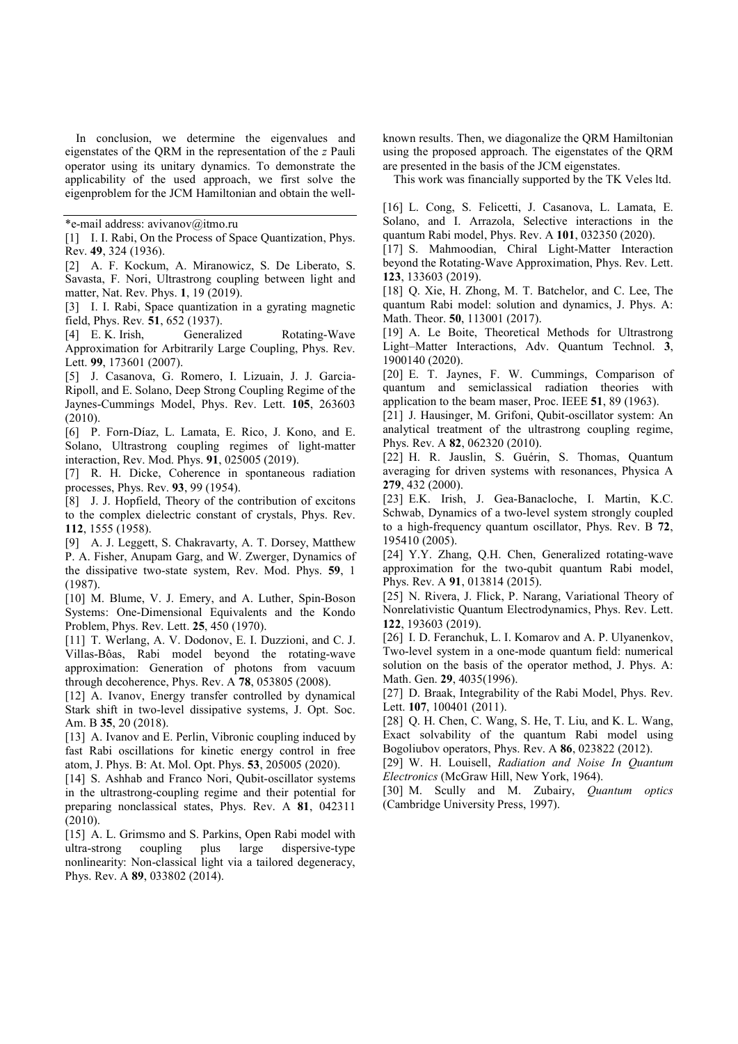In conclusion, we determine the eigenvalues and eigenstates of the QRM in the representation of the *z* Pauli operator using its unitary dynamics. To demonstrate the applicability of the used approach, we first solve the eigenproblem for the JCM Hamiltonian and obtain the well-known results. Then, we diagonalize the QRM Hamiltonian using the proposed approach. The eigenstates of the QRM are presented in the basis of the JCM eigenstates.

This work was financially supported by the TK Veles ltd.

---

*e-mail address: avivanov@itmo.ru

[1] I. I. Rabi, On the Process of Space Quantization, Phys. Rev. **49**, 324 (1936).

[2] A. F. Kockum, A. Miranowicz, S. De Liberato, S. Savasta, F. Nori, Ultrastrong coupling between light and matter, Nat. Rev. Phys. **1**, 19 (2019).

[3] I. I. Rabi, Space quantization in a gyrating magnetic field, Phys. Rev. **51**, 652 (1937).

[4] E. K. Irish, Generalized Rotating-Wave Approximation for Arbitrarily Large Coupling, Phys. Rev. Lett. **99**, 173601 (2007).

[5] J. Casanova, G. Romero, I. Lizuain, J. J. Garcia-Ripoll, and E. Solano, Deep Strong Coupling Regime of the Jaynes-Cummings Model, Phys. Rev. Lett. **105**, 263603 (2010).

[6] P. Forn-Díaz, L. Lamata, E. Rico, J. Kono, and E. Solano, Ultrastrong coupling regimes of light-matter interaction, Rev. Mod. Phys. **91**, 025005 (2019).

[7] R. H. Dicke, Coherence in spontaneous radiation processes, Phys. Rev. **93**, 99 (1954).

[8] J. J. Hopfield, Theory of the contribution of excitons to the complex dielectric constant of crystals, Phys. Rev. **112**, 1555 (1958).

[9] A. J. Leggett, S. Chakravarty, A. T. Dorsey, Matthew P. A. Fisher, Anupam Garg, and W. Zwerger, Dynamics of the dissipative two-state system, Rev. Mod. Phys. **59**, 1 (1987).

[10] M. Blume, V. J. Emery, and A. Luther, Spin-Boson Systems: One-Dimensional Equivalents and the Kondo Problem, Phys. Rev. Lett. **25**, 450 (1970).

[11] T. Werlang, A. V. Dodonov, E. I. Duzzioni, and C. J. Villas-Bôas, Rabi model beyond the rotating-wave approximation: Generation of photons from vacuum through decoherence, Phys. Rev. A **78**, 053805 (2008).

[12] A. Ivanov, Energy transfer controlled by dynamical Stark shift in two-level dissipative systems, J. Opt. Soc. Am. B **35**, 20 (2018).

[13] A. Ivanov and E. Perlin, Vibronic coupling induced by fast Rabi oscillations for kinetic energy control in free atom, J. Phys. B: At. Mol. Opt. Phys. **53**, 205005 (2020).

[14] S. Ashhab and Franco Nori, Qubit-oscillator systems in the ultrastrong-coupling regime and their potential for preparing nonclassical states, Phys. Rev. A **81**, 042311 (2010).

[15] A. L. Grimsmo and S. Parkins, Open Rabi model with ultra-strong coupling plus large dispersive-type nonlinearity: Non-classical light via a tailored degeneracy, Phys. Rev. A **89**, 033802 (2014).

[16] L. Cong, S. Felicetti, J. Casanova, L. Lamata, E. Solano, and I. Arrazola, Selective interactions in the quantum Rabi model, Phys. Rev. A **101**, 032350 (2020).

[17] S. Mahmoodian, Chiral Light-Matter Interaction beyond the Rotating-Wave Approximation, Phys. Rev. Lett. **123**, 133603 (2019).

[18] Q. Xie, H. Zhong, M. T. Batchelor, and C. Lee, The quantum Rabi model: solution and dynamics, J. Phys. A: Math. Theor. **50**, 113001 (2017).

[19] A. Le Boite, Theoretical Methods for Ultrastrong Light–Matter Interactions, Adv. Quantum Technol. **3**, 1900140 (2020).

[20] E. T. Jaynes, F. W. Cummings, Comparison of quantum and semiclassical radiation theories with application to the beam maser, Proc. IEEE **51**, 89 (1963).

[21] J. Hausinger, M. Grifoni, Qubit-oscillator system: An analytical treatment of the ultrastrong coupling regime, Phys. Rev. A **82**, 062320 (2010).

[22] H. R. Jauslin, S. Guérin, S. Thomas, Quantum averaging for driven systems with resonances, Physica A **279**, 432 (2000).

[23] E.K. Irish, J. Gea-Banacloche, I. Martin, K.C. Schwab, Dynamics of a two-level system strongly coupled to a high-frequency quantum oscillator, Phys. Rev. B **72**, 195410 (2005).

[24] Y.Y. Zhang, Q.H. Chen, Generalized rotating-wave approximation for the two-qubit quantum Rabi model, Phys. Rev. A **91**, 013814 (2015).

[25] N. Rivera, J. Flick, P. Narang, Variational Theory of Nonrelativistic Quantum Electrodynamics, Phys. Rev. Lett. **122**, 193603 (2019).

[26] I. D. Feranchuk, L. I. Komarov and A. P. Ulyanenkov, Two-level system in a one-mode quantum field: numerical solution on the basis of the operator method, J. Phys. A: Math. Gen. **29**, 4035(1996).

[27] D. Braak, Integrability of the Rabi Model, Phys. Rev. Lett. **107**, 100401 (2011).

[28] Q. H. Chen, C. Wang, S. He, T. Liu, and K. L. Wang, Exact solvability of the quantum Rabi model using Bogoliubov operators, Phys. Rev. A **86**, 023822 (2012).

[29] W. H. Louisell, *Radiation and Noise In Quantum Electronics* (McGraw Hill, New York, 1964).

[30] M. Scully and M. Zubairy, *Quantum optics* (Cambridge University Press, 1997).